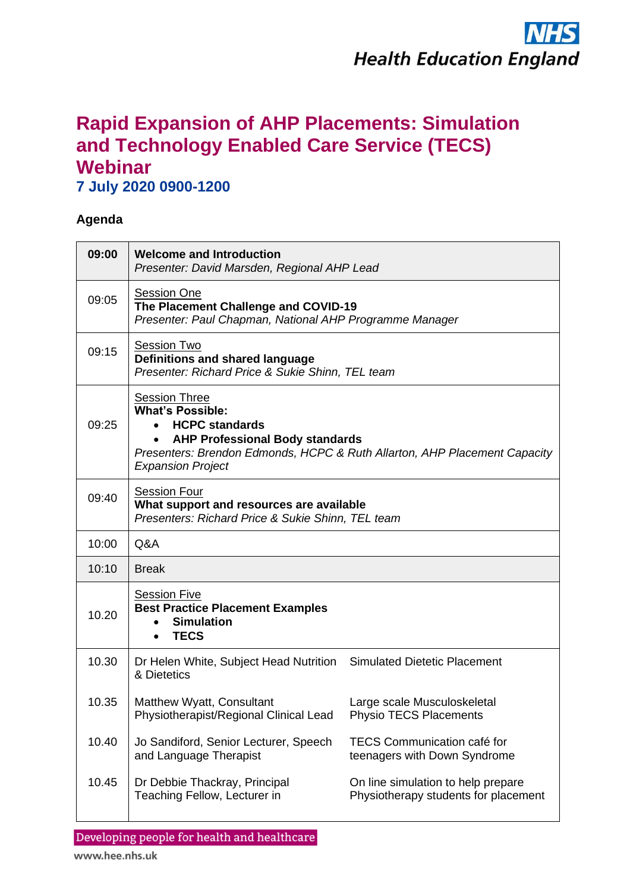# Rapid Expansion of AHP Placements: Simulation and Technology Enabled Care Service (TECS) Webinar

## 7 July 2020 0900-1200

**Agenda**

| Time | Session | |
|---|---|---|
| **09:00** | **Welcome and Introduction**<br>*Presenter: David Marsden, Regional AHP Lead* | |
| 09:05 | Session One<br>**The Placement Challenge and COVID-19**<br>*Presenter: Paul Chapman, National AHP Programme Manager* | |
| 09:15 | Session Two<br>**Definitions and shared language**<br>*Presenter: Richard Price & Sukie Shinn, TEL team* | |
| 09:25 | Session Three<br>**What's Possible:**<br>• **HCPC standards**<br>• **AHP Professional Body standards**<br>*Presenters: Brendon Edmonds, HCPC & Ruth Allarton, AHP Placement Capacity Expansion Project* | |
| 09:40 | Session Four<br>**What support and resources are available**<br>*Presenters: Richard Price & Sukie Shinn, TEL team* | |
| 10:00 | Q&A | |
| 10:10 | Break | |
| 10.20 | Session Five<br>**Best Practice Placement Examples**<br>• **Simulation**<br>• **TECS** | |
| 10.30 | Dr Helen White, Subject Head Nutrition & Dietetics | Simulated Dietetic Placement |
| 10.35 | Matthew Wyatt, Consultant Physiotherapist/Regional Clinical Lead | Large scale Musculoskeletal Physio TECS Placements |
| 10.40 | Jo Sandiford, Senior Lecturer, Speech and Language Therapist | TECS Communication café for teenagers with Down Syndrome |
| 10.45 | Dr Debbie Thackray, Principal Teaching Fellow, Lecturer in | On line simulation to help prepare Physiotherapy students for placement |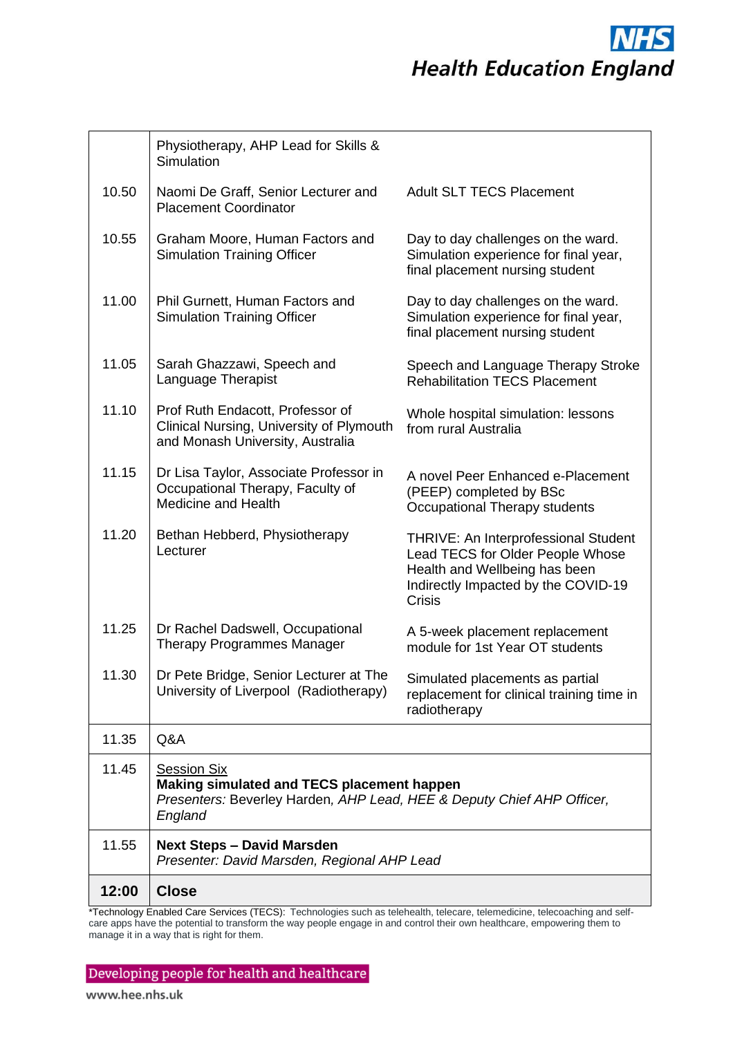| | | |
|---|---|---|
| | Physiotherapy, AHP Lead for Skills & Simulation | |
| 10.50 | Naomi De Graff, Senior Lecturer and Placement Coordinator | Adult SLT TECS Placement |
| 10.55 | Graham Moore, Human Factors and Simulation Training Officer | Day to day challenges on the ward. Simulation experience for final year, final placement nursing student |
| 11.00 | Phil Gurnett, Human Factors and Simulation Training Officer | Day to day challenges on the ward. Simulation experience for final year, final placement nursing student |
| 11.05 | Sarah Ghazzawi, Speech and Language Therapist | Speech and Language Therapy Stroke Rehabilitation TECS Placement |
| 11.10 | Prof Ruth Endacott, Professor of Clinical Nursing, University of Plymouth and Monash University, Australia | Whole hospital simulation: lessons from rural Australia |
| 11.15 | Dr Lisa Taylor, Associate Professor in Occupational Therapy, Faculty of Medicine and Health | A novel Peer Enhanced e-Placement (PEEP) completed by BSc Occupational Therapy students |
| 11.20 | Bethan Hebberd, Physiotherapy Lecturer | THRIVE: An Interprofessional Student Lead TECS for Older People Whose Health and Wellbeing has been Indirectly Impacted by the COVID-19 Crisis |
| 11.25 | Dr Rachel Dadswell, Occupational Therapy Programmes Manager | A 5-week placement replacement module for 1st Year OT students |
| 11.30 | Dr Pete Bridge, Senior Lecturer at The University of Liverpool (Radiotherapy) | Simulated placements as partial replacement for clinical training time in radiotherapy |
| 11.35 | Q&A | |
| 11.45 | Session Six<br>**Making simulated and TECS placement happen**<br>*Presenters:* Beverley Harden, *AHP Lead, HEE & Deputy Chief AHP Officer, England* | |
| 11.55 | **Next Steps – David Marsden**<br>*Presenter: David Marsden, Regional AHP Lead* | |
| **12:00** | **Close** | |

*Technology Enabled Care Services (TECS): Technologies such as telehealth, telecare, telemedicine, telecoaching and self-care apps have the potential to transform the way people engage in and control their own healthcare, empowering them to manage it in a way that is right for them.